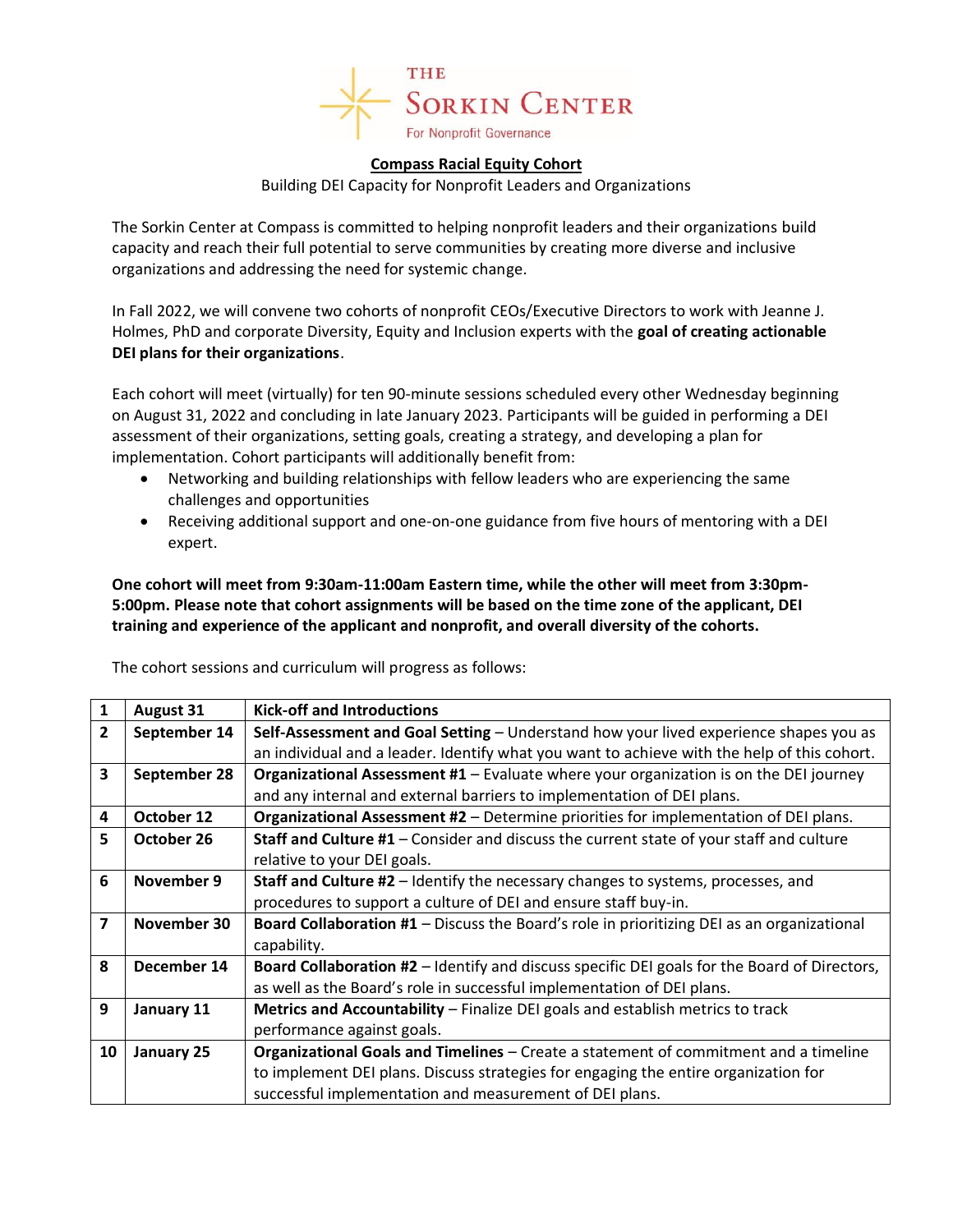THE SORKIN CENTER
For Nonprofit Governance

## Compass Racial Equity Cohort

Building DEI Capacity for Nonprofit Leaders and Organizations

The Sorkin Center at Compass is committed to helping nonprofit leaders and their organizations build capacity and reach their full potential to serve communities by creating more diverse and inclusive organizations and addressing the need for systemic change.

In Fall 2022, we will convene two cohorts of nonprofit CEOs/Executive Directors to work with Jeanne J. Holmes, PhD and corporate Diversity, Equity and Inclusion experts with the **goal of creating actionable DEI plans for their organizations**.

Each cohort will meet (virtually) for ten 90-minute sessions scheduled every other Wednesday beginning on August 31, 2022 and concluding in late January 2023. Participants will be guided in performing a DEI assessment of their organizations, setting goals, creating a strategy, and developing a plan for implementation. Cohort participants will additionally benefit from:

- Networking and building relationships with fellow leaders who are experiencing the same challenges and opportunities
- Receiving additional support and one-on-one guidance from five hours of mentoring with a DEI expert.

**One cohort will meet from 9:30am-11:00am Eastern time, while the other will meet from 3:30pm-5:00pm. Please note that cohort assignments will be based on the time zone of the applicant, DEI training and experience of the applicant and nonprofit, and overall diversity of the cohorts.**

The cohort sessions and curriculum will progress as follows:

| | | |
|---|---|---|
| **1** | **August 31** | **Kick-off and Introductions** |
| **2** | **September 14** | **Self-Assessment and Goal Setting** – Understand how your lived experience shapes you as an individual and a leader. Identify what you want to achieve with the help of this cohort. |
| **3** | **September 28** | **Organizational Assessment #1** – Evaluate where your organization is on the DEI journey and any internal and external barriers to implementation of DEI plans. |
| **4** | **October 12** | **Organizational Assessment #2** – Determine priorities for implementation of DEI plans. |
| **5** | **October 26** | **Staff and Culture #1** – Consider and discuss the current state of your staff and culture relative to your DEI goals. |
| **6** | **November 9** | **Staff and Culture #2** – Identify the necessary changes to systems, processes, and procedures to support a culture of DEI and ensure staff buy-in. |
| **7** | **November 30** | **Board Collaboration #1** – Discuss the Board's role in prioritizing DEI as an organizational capability. |
| **8** | **December 14** | **Board Collaboration #2** – Identify and discuss specific DEI goals for the Board of Directors, as well as the Board's role in successful implementation of DEI plans. |
| **9** | **January 11** | **Metrics and Accountability** – Finalize DEI goals and establish metrics to track performance against goals. |
| **10** | **January 25** | **Organizational Goals and Timelines** – Create a statement of commitment and a timeline to implement DEI plans. Discuss strategies for engaging the entire organization for successful implementation and measurement of DEI plans. |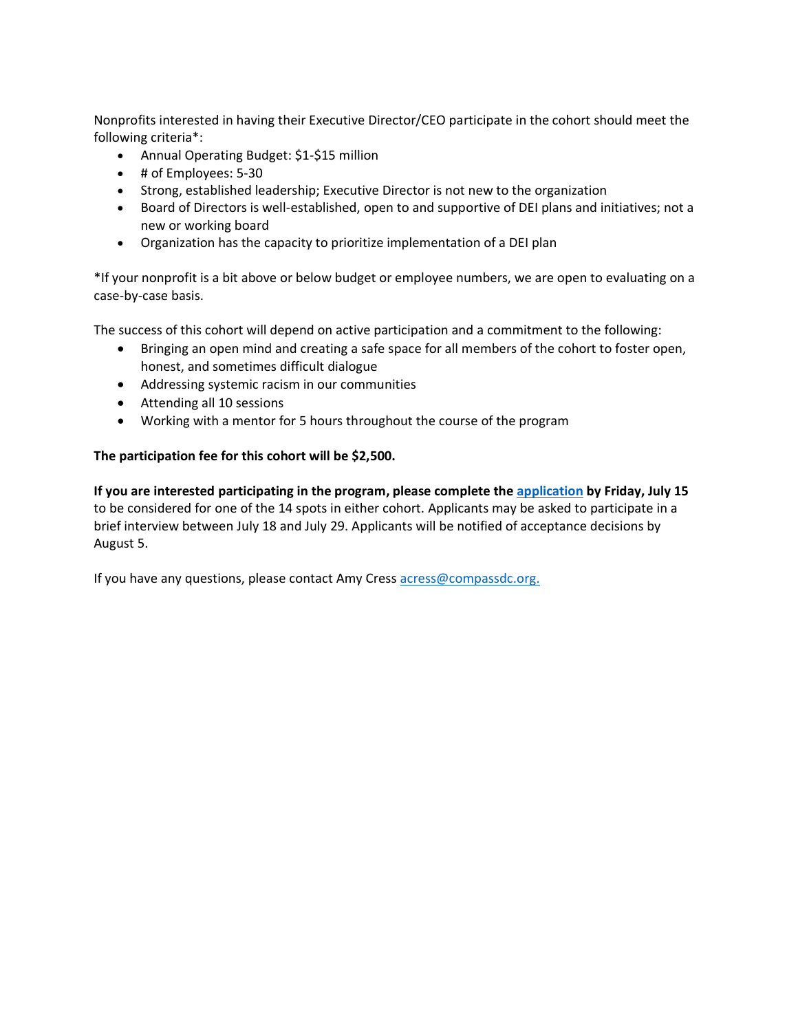Nonprofits interested in having their Executive Director/CEO participate in the cohort should meet the following criteria*:

- Annual Operating Budget: $1-$15 million
- # of Employees: 5-30
- Strong, established leadership; Executive Director is not new to the organization
- Board of Directors is well-established, open to and supportive of DEI plans and initiatives; not a new or working board
- Organization has the capacity to prioritize implementation of a DEI plan

*If your nonprofit is a bit above or below budget or employee numbers, we are open to evaluating on a case-by-case basis.

The success of this cohort will depend on active participation and a commitment to the following:

- Bringing an open mind and creating a safe space for all members of the cohort to foster open, honest, and sometimes difficult dialogue
- Addressing systemic racism in our communities
- Attending all 10 sessions
- Working with a mentor for 5 hours throughout the course of the program

**The participation fee for this cohort will be $2,500.**

**If you are interested participating in the program, please complete the [application] by Friday, July 15** to be considered for one of the 14 spots in either cohort. Applicants may be asked to participate in a brief interview between July 18 and July 29. Applicants will be notified of acceptance decisions by August 5.

If you have any questions, please contact Amy Cress acress@compassdc.org.